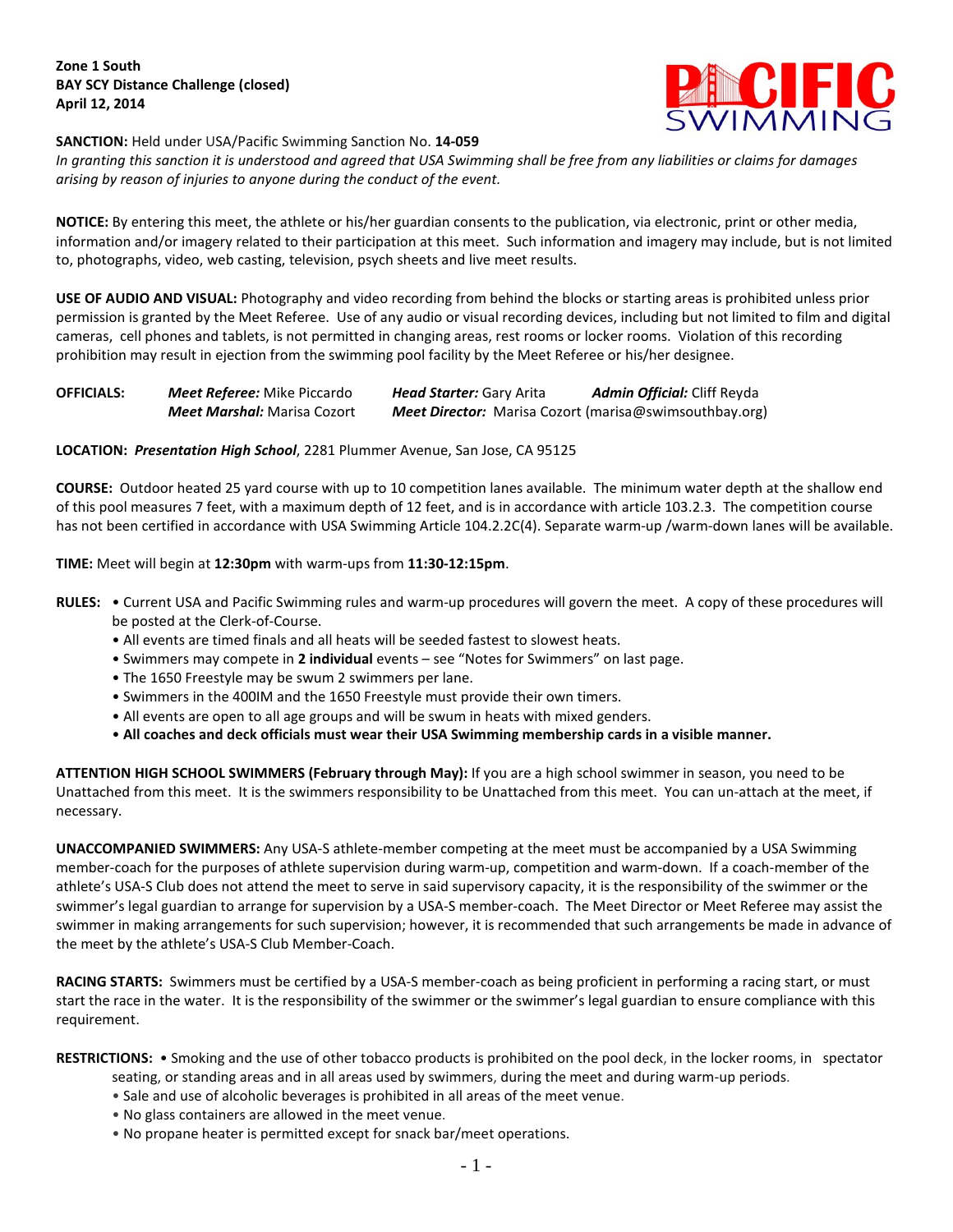**Zone 1 South**
**BAY SCY Distance Challenge (closed)**
**April 12, 2014**

**SANCTION:** Held under USA/Pacific Swimming Sanction No. **14-059**
*In granting this sanction it is understood and agreed that USA Swimming shall be free from any liabilities or claims for damages arising by reason of injuries to anyone during the conduct of the event.*

**NOTICE:** By entering this meet, the athlete or his/her guardian consents to the publication, via electronic, print or other media, information and/or imagery related to their participation at this meet. Such information and imagery may include, but is not limited to, photographs, video, web casting, television, psych sheets and live meet results.

**USE OF AUDIO AND VISUAL:** Photography and video recording from behind the blocks or starting areas is prohibited unless prior permission is granted by the Meet Referee. Use of any audio or visual recording devices, including but not limited to film and digital cameras, cell phones and tablets, is not permitted in changing areas, rest rooms or locker rooms. Violation of this recording prohibition may result in ejection from the swimming pool facility by the Meet Referee or his/her designee.

**OFFICIALS:** ***Meet Referee:*** Mike Piccardo ***Head Starter:*** Gary Arita ***Admin Official:*** Cliff Reyda
***Meet Marshal:*** Marisa Cozort ***Meet Director:*** Marisa Cozort (marisa@swimsouthbay.org)

**LOCATION:** ***Presentation High School***, 2281 Plummer Avenue, San Jose, CA 95125

**COURSE:** Outdoor heated 25 yard course with up to 10 competition lanes available. The minimum water depth at the shallow end of this pool measures 7 feet, with a maximum depth of 12 feet, and is in accordance with article 103.2.3. The competition course has not been certified in accordance with USA Swimming Article 104.2.2C(4). Separate warm-up /warm-down lanes will be available.

**TIME:** Meet will begin at **12:30pm** with warm-ups from **11:30-12:15pm**.

**RULES:**
- Current USA and Pacific Swimming rules and warm-up procedures will govern the meet. A copy of these procedures will be posted at the Clerk-of-Course.
- All events are timed finals and all heats will be seeded fastest to slowest heats.
- Swimmers may compete in **2 individual** events – see "Notes for Swimmers" on last page.
- The 1650 Freestyle may be swum 2 swimmers per lane.
- Swimmers in the 400IM and the 1650 Freestyle must provide their own timers.
- All events are open to all age groups and will be swum in heats with mixed genders.
- **All coaches and deck officials must wear their USA Swimming membership cards in a visible manner.**

**ATTENTION HIGH SCHOOL SWIMMERS (February through May):** If you are a high school swimmer in season, you need to be Unattached from this meet. It is the swimmers responsibility to be Unattached from this meet. You can un-attach at the meet, if necessary.

**UNACCOMPANIED SWIMMERS:** Any USA-S athlete-member competing at the meet must be accompanied by a USA Swimming member-coach for the purposes of athlete supervision during warm-up, competition and warm-down. If a coach-member of the athlete's USA-S Club does not attend the meet to serve in said supervisory capacity, it is the responsibility of the swimmer or the swimmer's legal guardian to arrange for supervision by a USA-S member-coach. The Meet Director or Meet Referee may assist the swimmer in making arrangements for such supervision; however, it is recommended that such arrangements be made in advance of the meet by the athlete's USA-S Club Member-Coach.

**RACING STARTS:** Swimmers must be certified by a USA-S member-coach as being proficient in performing a racing start, or must start the race in the water. It is the responsibility of the swimmer or the swimmer's legal guardian to ensure compliance with this requirement.

**RESTRICTIONS:**
- Smoking and the use of other tobacco products is prohibited on the pool deck, in the locker rooms, in spectator seating, or standing areas and in all areas used by swimmers, during the meet and during warm-up periods.
- Sale and use of alcoholic beverages is prohibited in all areas of the meet venue.
- No glass containers are allowed in the meet venue.
- No propane heater is permitted except for snack bar/meet operations.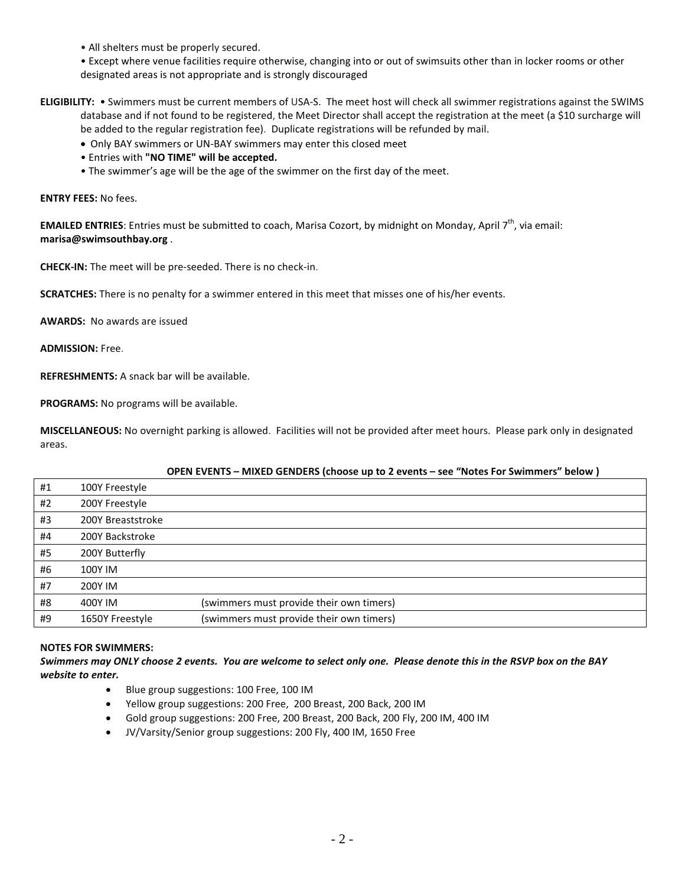- All shelters must be properly secured.
- Except where venue facilities require otherwise, changing into or out of swimsuits other than in locker rooms or other designated areas is not appropriate and is strongly discouraged

**ELIGIBILITY:** • Swimmers must be current members of USA-S. The meet host will check all swimmer registrations against the SWIMS database and if not found to be registered, the Meet Director shall accept the registration at the meet (a $10 surcharge will be added to the regular registration fee). Duplicate registrations will be refunded by mail.

- Only BAY swimmers or UN-BAY swimmers may enter this closed meet
- Entries with **"NO TIME" will be accepted.**
- The swimmer's age will be the age of the swimmer on the first day of the meet.

**ENTRY FEES:** No fees.

**EMAILED ENTRIES**: Entries must be submitted to coach, Marisa Cozort, by midnight on Monday, April 7th, via email: **marisa@swimsouthbay.org** .

**CHECK-IN:** The meet will be pre-seeded. There is no check-in.

**SCRATCHES:** There is no penalty for a swimmer entered in this meet that misses one of his/her events.

**AWARDS:** No awards are issued

**ADMISSION:** Free.

**REFRESHMENTS:** A snack bar will be available.

**PROGRAMS:** No programs will be available.

**MISCELLANEOUS:** No overnight parking is allowed. Facilities will not be provided after meet hours. Please park only in designated areas.

**OPEN EVENTS – MIXED GENDERS (choose up to 2 events – see "Notes For Swimmers" below )**

| | | |
|---|---|---|
| #1 | 100Y Freestyle | |
| #2 | 200Y Freestyle | |
| #3 | 200Y Breaststroke | |
| #4 | 200Y Backstroke | |
| #5 | 200Y Butterfly | |
| #6 | 100Y IM | |
| #7 | 200Y IM | |
| #8 | 400Y IM | (swimmers must provide their own timers) |
| #9 | 1650Y Freestyle | (swimmers must provide their own timers) |

**NOTES FOR SWIMMERS:**

***Swimmers may ONLY choose 2 events. You are welcome to select only one. Please denote this in the RSVP box on the BAY website to enter.***

- Blue group suggestions: 100 Free, 100 IM
- Yellow group suggestions: 200 Free, 200 Breast, 200 Back, 200 IM
- Gold group suggestions: 200 Free, 200 Breast, 200 Back, 200 Fly, 200 IM, 400 IM
- JV/Varsity/Senior group suggestions: 200 Fly, 400 IM, 1650 Free